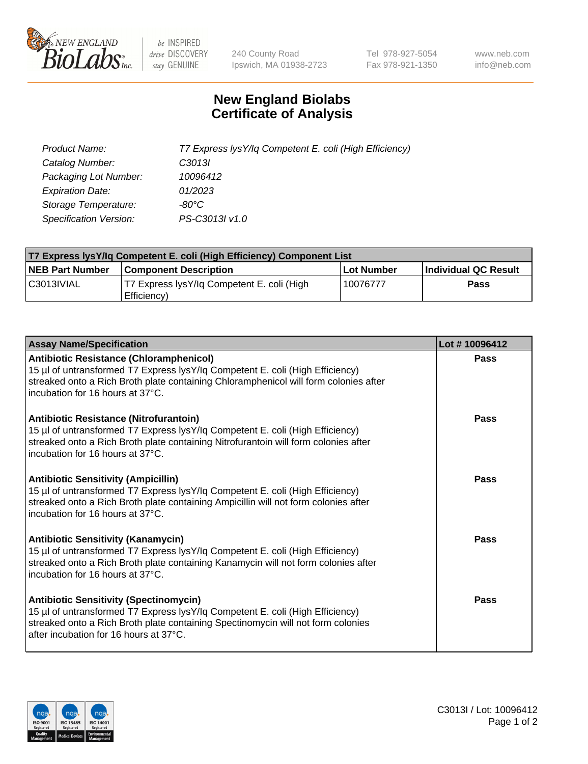NEW ENGLAND BioLabs Inc. | be INSPIRED drive DISCOVERY stay GENUINE | 240 County Road Ipswich, MA 01938-2723 | Tel 978-927-5054 Fax 978-921-1350 | www.neb.com info@neb.com

# New England Biolabs Certificate of Analysis

| | |
|---|---|
| *Product Name:* | *T7 Express lysY/Iq Competent E. coli (High Efficiency)* |
| *Catalog Number:* | *C3013I* |
| *Packaging Lot Number:* | *10096412* |
| *Expiration Date:* | *01/2023* |
| *Storage Temperature:* | *-80°C* |
| *Specification Version:* | *PS-C3013I v1.0* |

| T7 Express lysY/Iq Competent E. coli (High Efficiency) Component List | | | |
|---|---|---|---|
| **NEB Part Number** | **Component Description** | **Lot Number** | **Individual QC Result** |
| C3013IVIAL | T7 Express lysY/Iq Competent E. coli (High Efficiency) | 10076777 | **Pass** |

| Assay Name/Specification | Lot # 10096412 |
|---|---|
| **Antibiotic Resistance (Chloramphenicol)** 15 µl of untransformed T7 Express lysY/Iq Competent E. coli (High Efficiency) streaked onto a Rich Broth plate containing Chloramphenicol will form colonies after incubation for 16 hours at 37°C. | **Pass** |
| **Antibiotic Resistance (Nitrofurantoin)** 15 µl of untransformed T7 Express lysY/Iq Competent E. coli (High Efficiency) streaked onto a Rich Broth plate containing Nitrofurantoin will form colonies after incubation for 16 hours at 37°C. | **Pass** |
| **Antibiotic Sensitivity (Ampicillin)** 15 µl of untransformed T7 Express lysY/Iq Competent E. coli (High Efficiency) streaked onto a Rich Broth plate containing Ampicillin will not form colonies after incubation for 16 hours at 37°C. | **Pass** |
| **Antibiotic Sensitivity (Kanamycin)** 15 µl of untransformed T7 Express lysY/Iq Competent E. coli (High Efficiency) streaked onto a Rich Broth plate containing Kanamycin will not form colonies after incubation for 16 hours at 37°C. | **Pass** |
| **Antibiotic Sensitivity (Spectinomycin)** 15 µl of untransformed T7 Express lysY/Iq Competent E. coli (High Efficiency) streaked onto a Rich Broth plate containing Spectinomycin will not form colonies after incubation for 16 hours at 37°C. | **Pass** |

C3013I / Lot: 10096412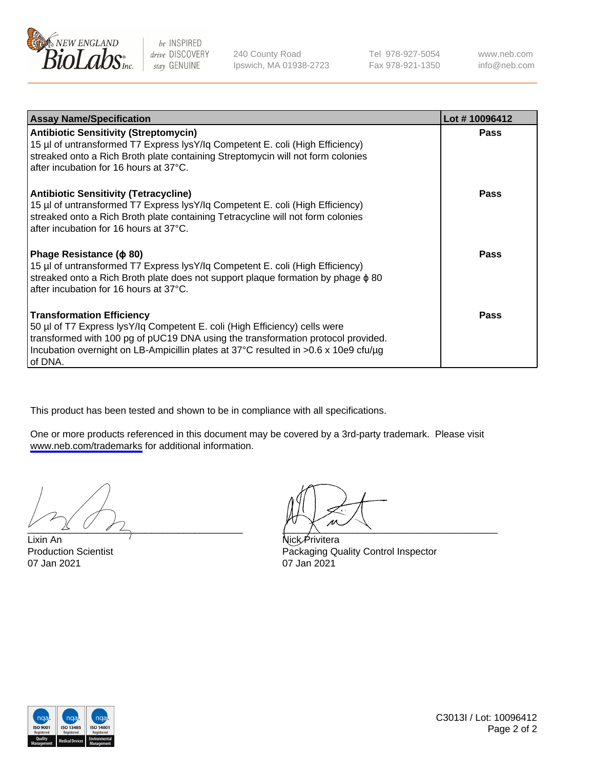| Assay Name/Specification | Lot # 10096412 |
|---|---|
| **Antibiotic Sensitivity (Streptomycin)**<br>15 µl of untransformed T7 Express lysY/Iq Competent E. coli (High Efficiency) streaked onto a Rich Broth plate containing Streptomycin will not form colonies after incubation for 16 hours at 37°C. | **Pass** |
| **Antibiotic Sensitivity (Tetracycline)**<br>15 µl of untransformed T7 Express lysY/Iq Competent E. coli (High Efficiency) streaked onto a Rich Broth plate containing Tetracycline will not form colonies after incubation for 16 hours at 37°C. | **Pass** |
| **Phage Resistance (ϕ 80)**<br>15 µl of untransformed T7 Express lysY/Iq Competent E. coli (High Efficiency) streaked onto a Rich Broth plate does not support plaque formation by phage ϕ 80 after incubation for 16 hours at 37°C. | **Pass** |
| **Transformation Efficiency**<br>50 µl of T7 Express lysY/Iq Competent E. coli (High Efficiency) cells were transformed with 100 pg of pUC19 DNA using the transformation protocol provided. Incubation overnight on LB-Ampicillin plates at 37°C resulted in >0.6 x 10e9 cfu/µg of DNA. | **Pass** |

This product has been tested and shown to be in compliance with all specifications.

One or more products referenced in this document may be covered by a 3rd-party trademark. Please visit www.neb.com/trademarks for additional information.

Lixin An
Production Scientist
07 Jan 2021

Nick Privitera
Packaging Quality Control Inspector
07 Jan 2021

C3013I / Lot: 10096412